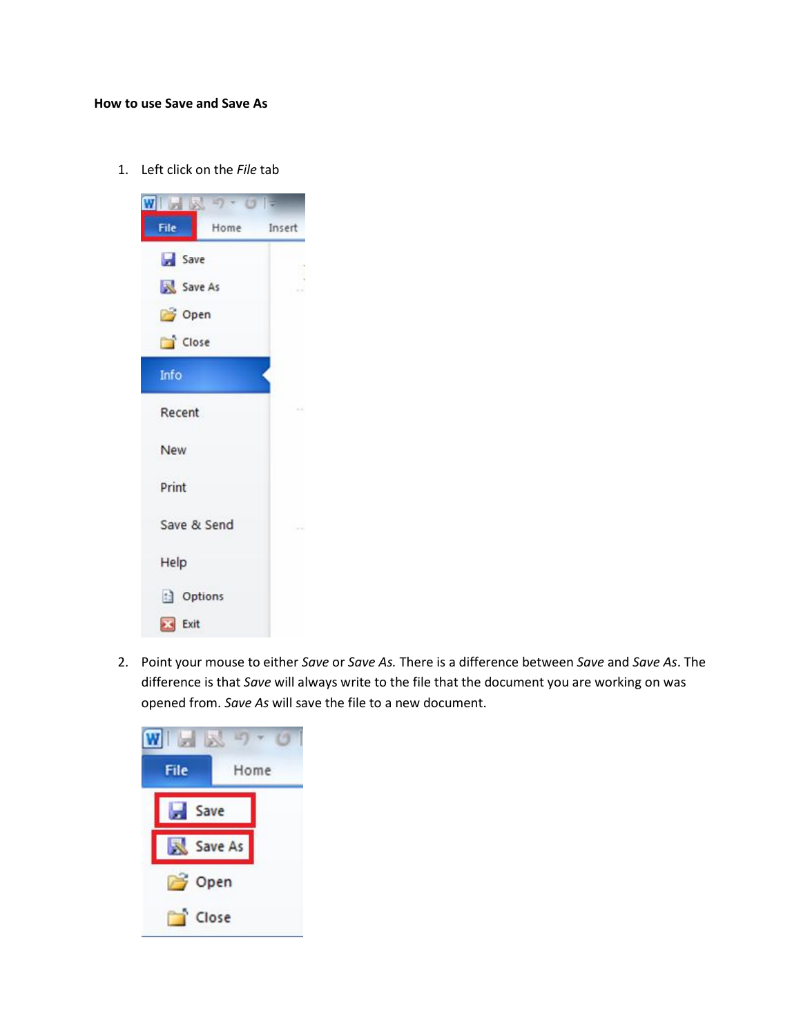**How to use Save and Save As**

1. Left click on the *File* tab

2. Point your mouse to either *Save* or *Save As.* There is a difference between *Save* and *Save As*. The difference is that *Save* will always write to the file that the document you are working on was opened from. *Save As* will save the file to a new document.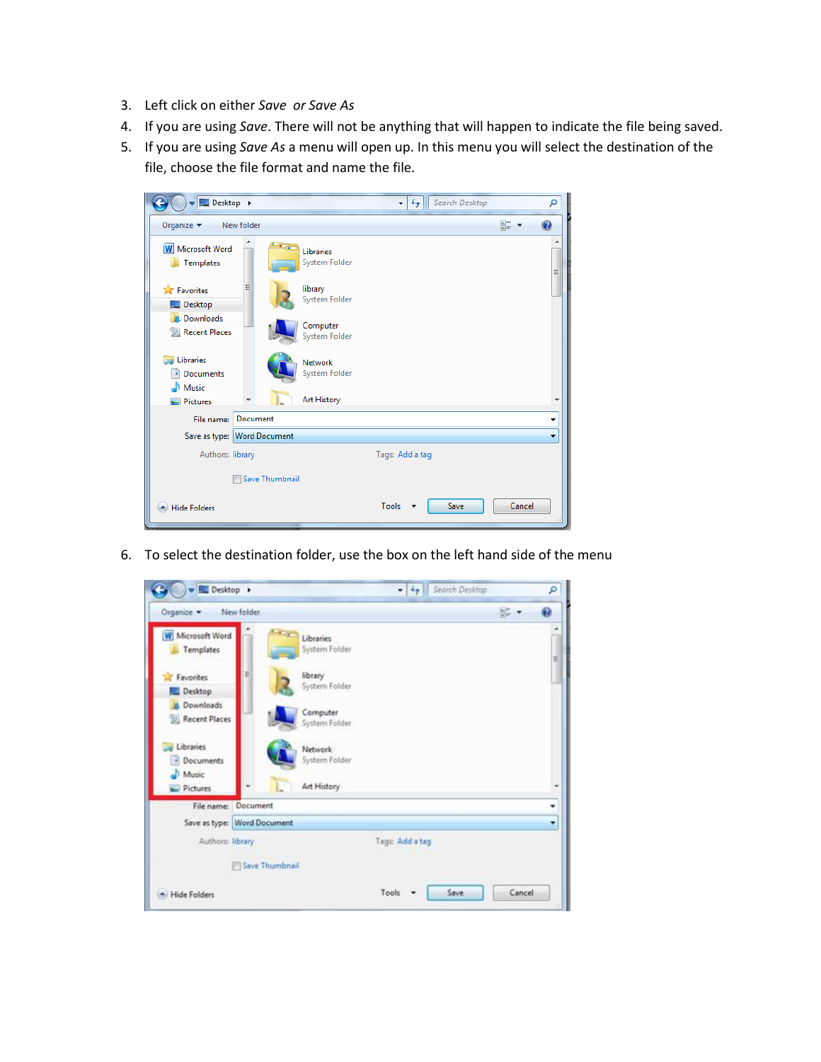3. Left click on either *Save* *or Save As*
4. If you are using *Save*. There will not be anything that will happen to indicate the file being saved.
5. If you are using *Save As* a menu will open up. In this menu you will select the destination of the file, choose the file format and name the file.

6. To select the destination folder, use the box on the left hand side of the menu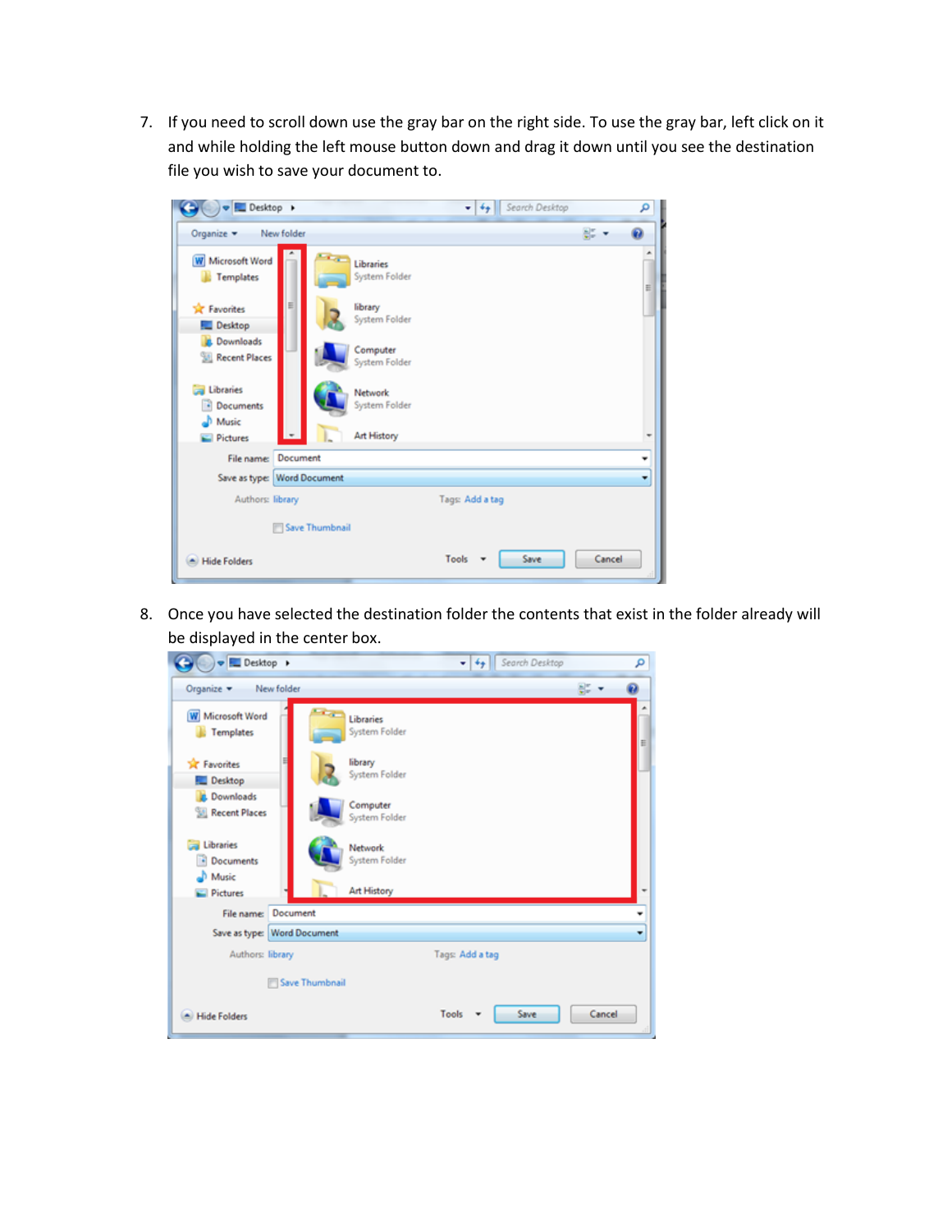7. If you need to scroll down use the gray bar on the right side. To use the gray bar, left click on it and while holding the left mouse button down and drag it down until you see the destination file you wish to save your document to.

8. Once you have selected the destination folder the contents that exist in the folder already will be displayed in the center box.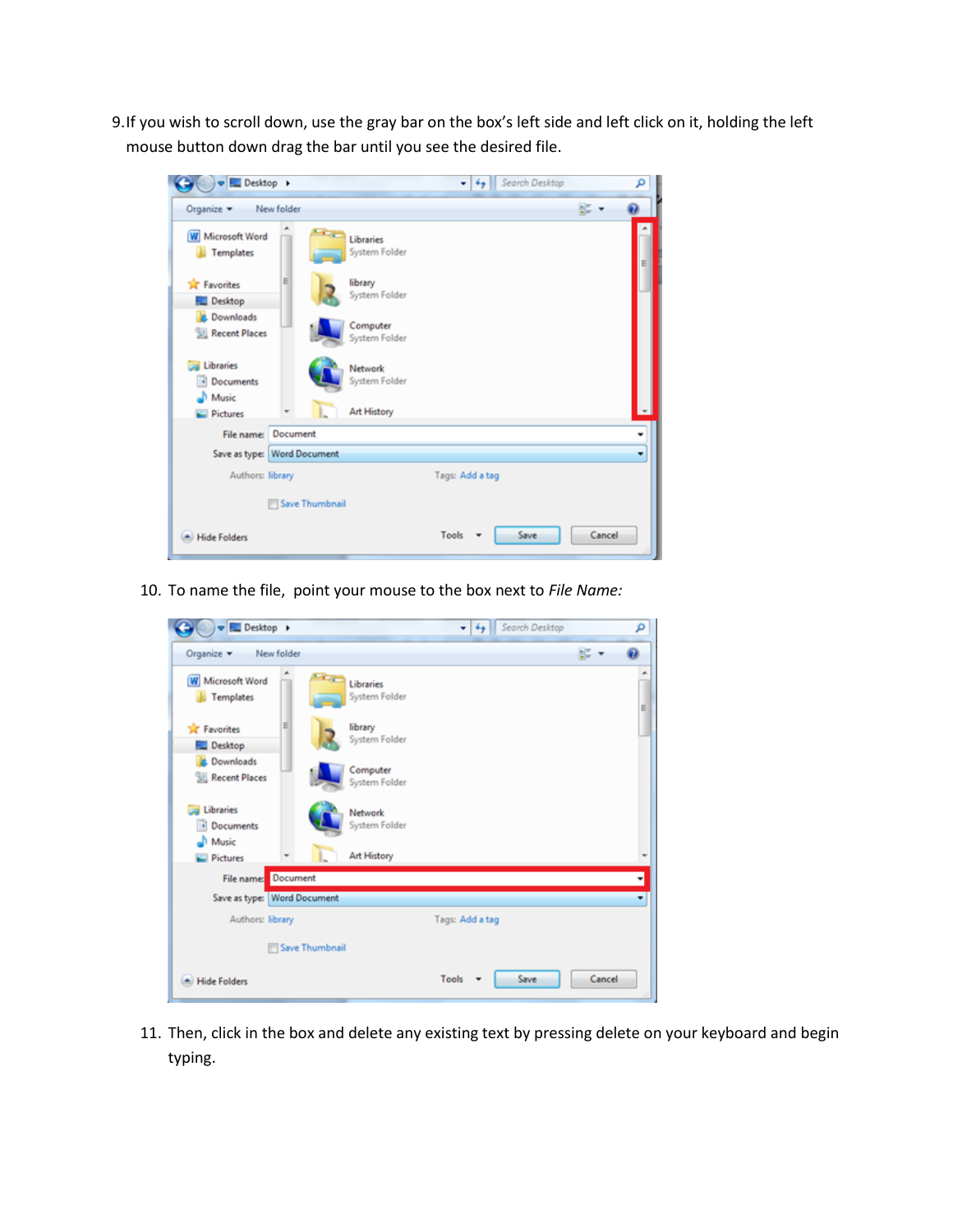9. If you wish to scroll down, use the gray bar on the box's left side and left click on it, holding the left mouse button down drag the bar until you see the desired file.

10. To name the file, point your mouse to the box next to *File Name:*

11. Then, click in the box and delete any existing text by pressing delete on your keyboard and begin typing.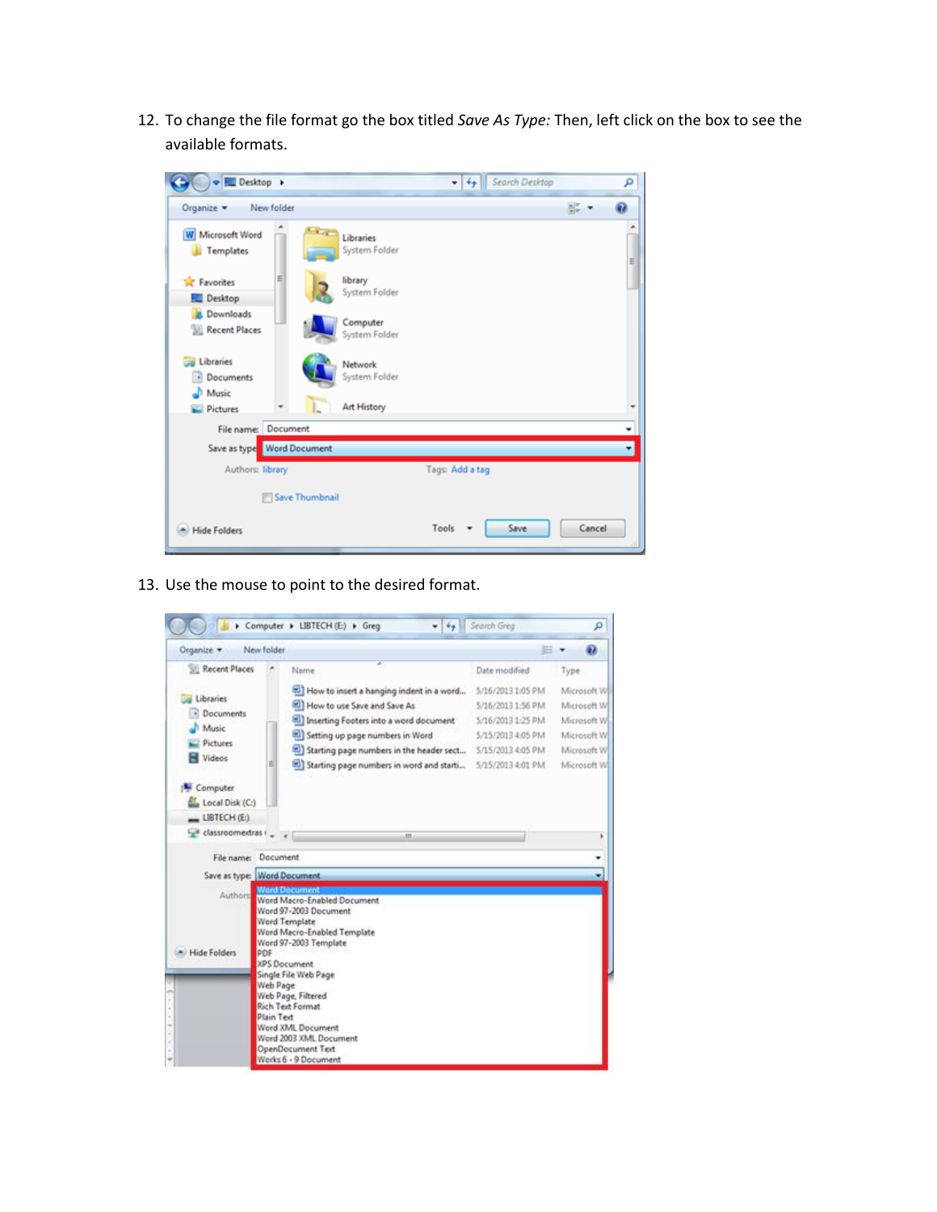12. To change the file format go the box titled *Save As Type:* Then, left click on the box to see the available formats.

13. Use the mouse to point to the desired format.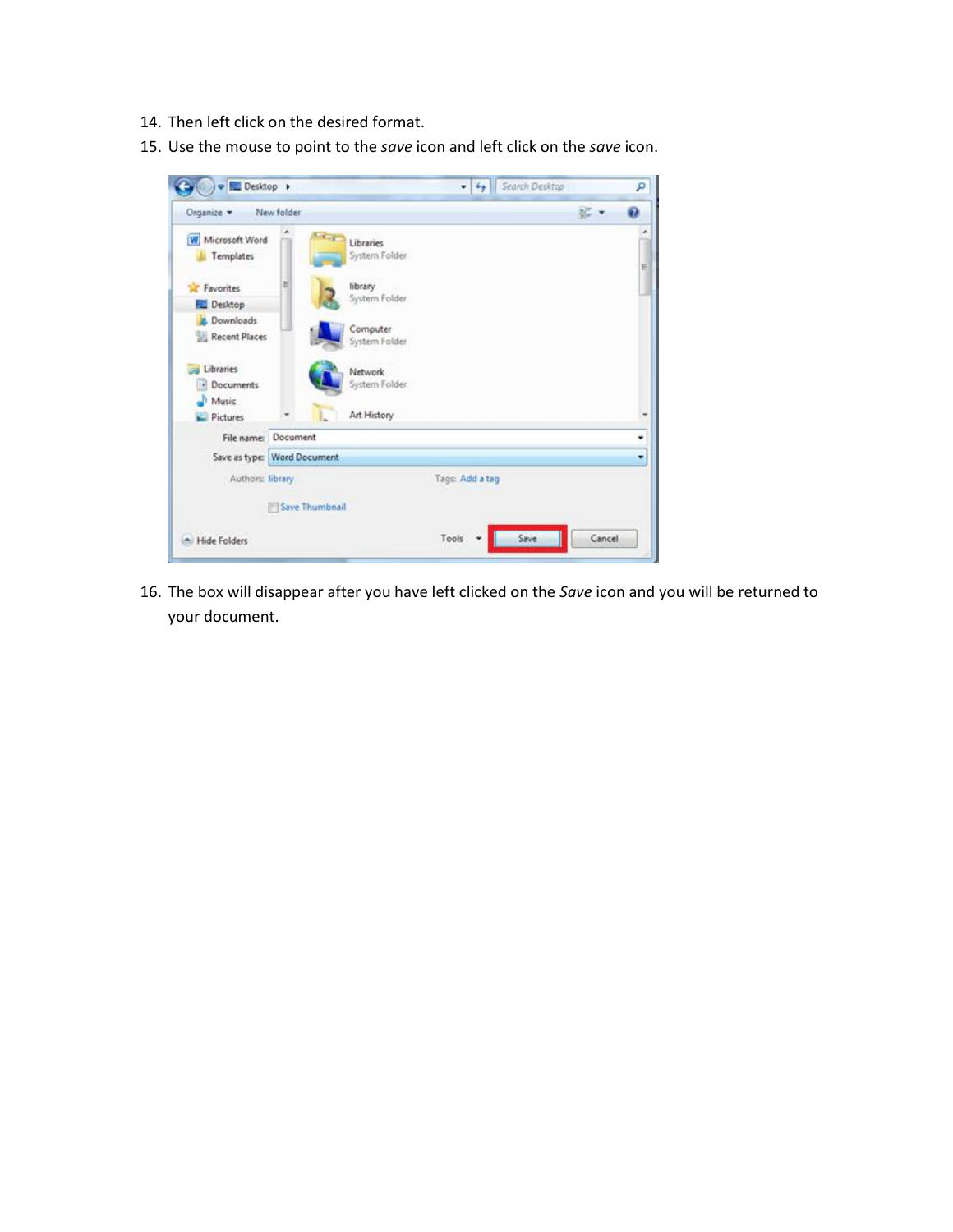14. Then left click on the desired format.
15. Use the mouse to point to the *save* icon and left click on the *save* icon.

16. The box will disappear after you have left clicked on the *Save* icon and you will be returned to your document.